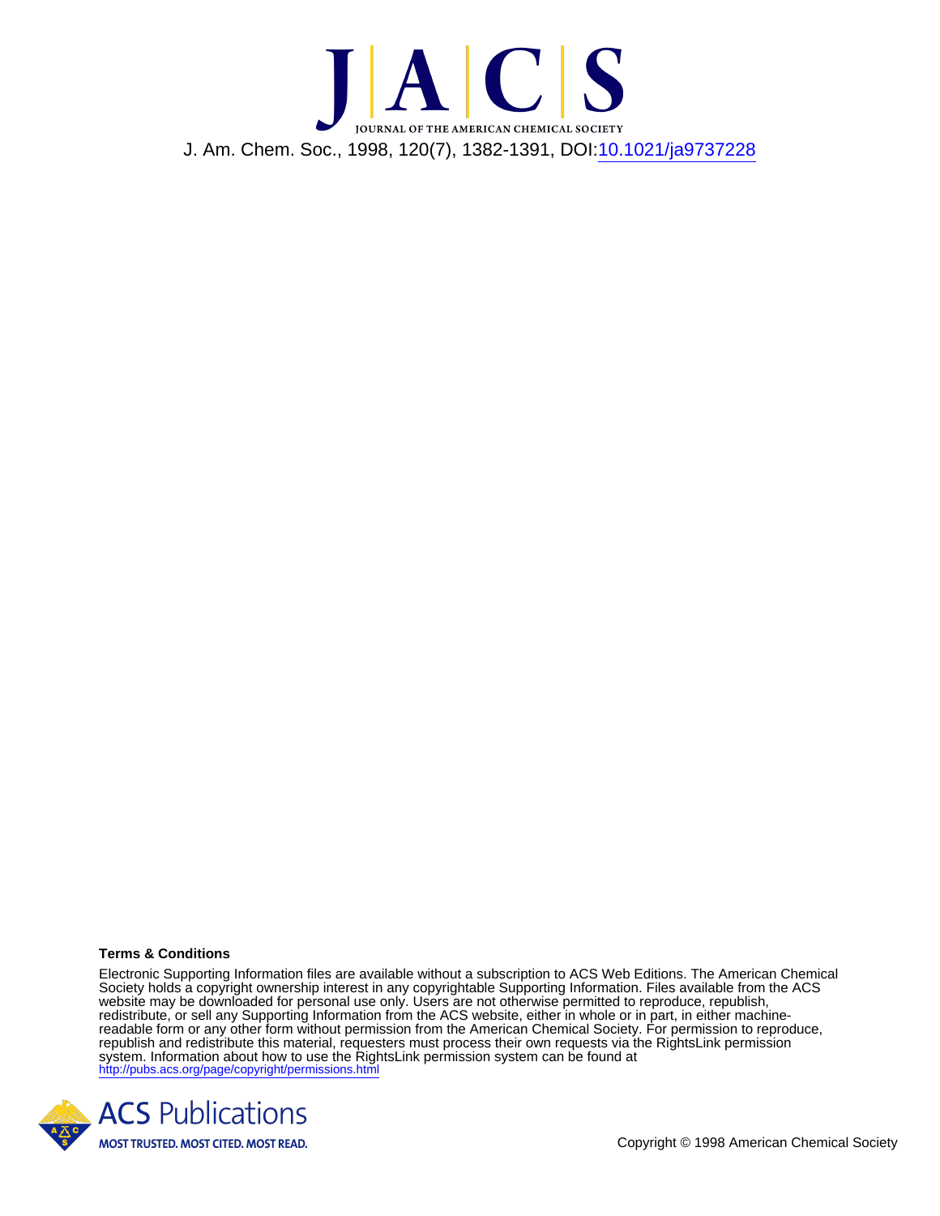J. Am. Chem. Soc., 1998, 120(7), 1382-1391, DOI:10.1021/ja9737228

**Terms & Conditions**

Electronic Supporting Information files are available without a subscription to ACS Web Editions. The American Chemical Society holds a copyright ownership interest in any copyrightable Supporting Information. Files available from the ACS website may be downloaded for personal use only. Users are not otherwise permitted to reproduce, republish, redistribute, or sell any Supporting Information from the ACS website, either in whole or in part, in either machine-readable form or any other form without permission from the American Chemical Society. For permission to reproduce, republish and redistribute this material, requesters must process their own requests via the RightsLink permission system. Information about how to use the RightsLink permission system can be found at http://pubs.acs.org/page/copyright/permissions.html

Copyright © 1998 American Chemical Society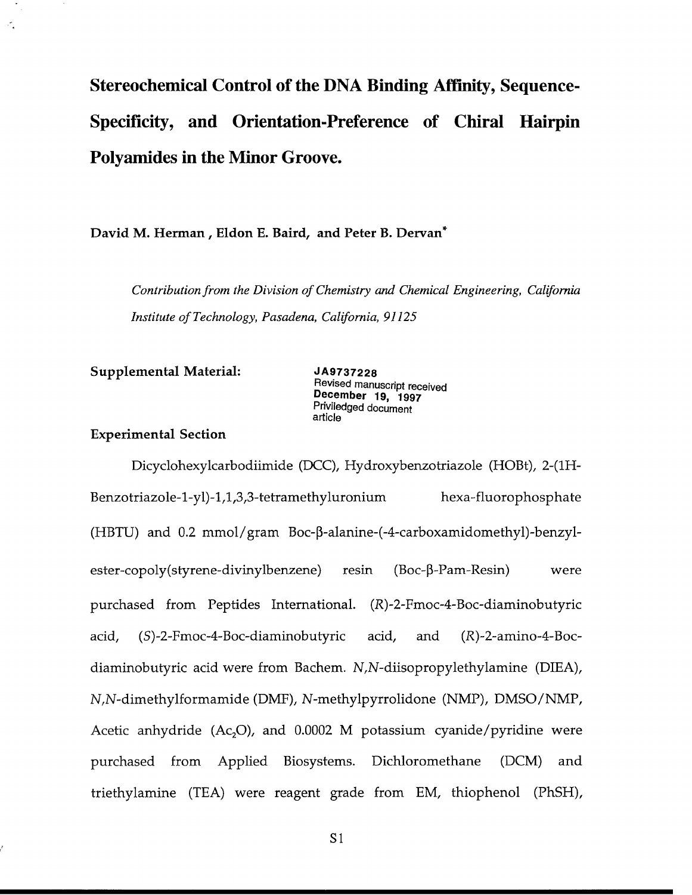# Stereochemical Control of the DNA Binding Affinity, Sequence-Specificity, and Orientation-Preference of Chiral Hairpin Polyamides in the Minor Groove.

**David M. Herman , Eldon E. Baird, and Peter B. Dervan***

*Contribution from the Division of Chemistry and Chemical Engineering, California Institute of Technology, Pasadena, California, 91125*

**Supplemental Material:**

JA9737228
Revised manuscript received
December 19, 1997
Priviledged document
article

## Experimental Section

Dicyclohexylcarbodiimide (DCC), Hydroxybenzotriazole (HOBt), 2-(1H-Benzotriazole-1-yl)-1,1,3,3-tetramethyluronium hexa-fluorophosphate (HBTU) and 0.2 mmol/gram Boc-β-alanine-(-4-carboxamidomethyl)-benzyl-ester-copoly(styrene-divinylbenzene) resin (Boc-β-Pam-Resin) were purchased from Peptides International. (*R*)-2-Fmoc-4-Boc-diaminobutyric acid, (*S*)-2-Fmoc-4-Boc-diaminobutyric acid, and (*R*)-2-amino-4-Boc-diaminobutyric acid were from Bachem. *N,N*-diisopropylethylamine (DIEA), *N,N*-dimethylformamide (DMF), *N*-methylpyrrolidone (NMP), DMSO/NMP, Acetic anhydride ($Ac_2O$), and 0.0002 M potassium cyanide/pyridine were purchased from Applied Biosystems. Dichloromethane (DCM) and triethylamine (TEA) were reagent grade from EM, thiophenol (PhSH),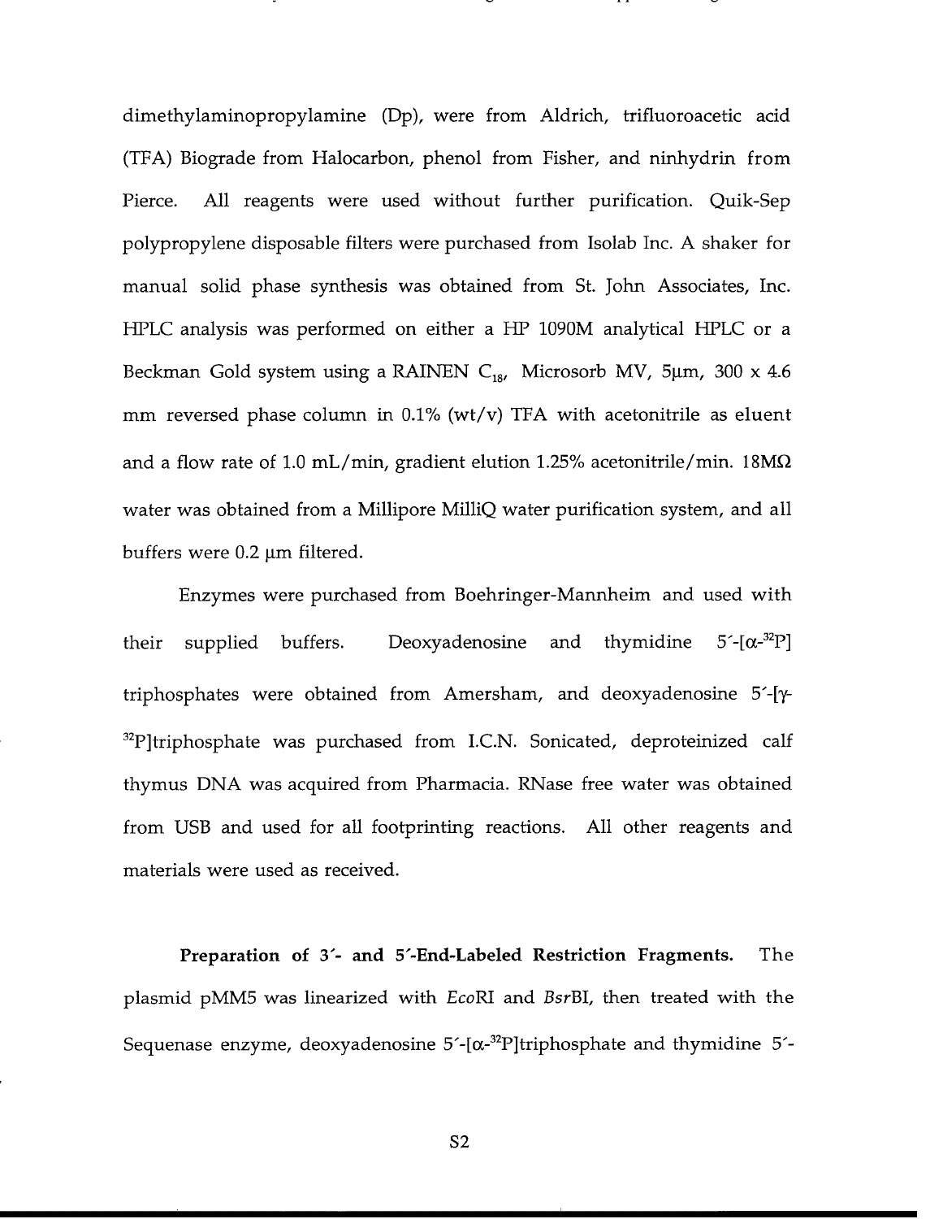dimethylaminopropylamine (Dp), were from Aldrich, trifluoroacetic acid (TFA) Biograde from Halocarbon, phenol from Fisher, and ninhydrin from Pierce. All reagents were used without further purification. Quik-Sep polypropylene disposable filters were purchased from Isolab Inc. A shaker for manual solid phase synthesis was obtained from St. John Associates, Inc. HPLC analysis was performed on either a HP 1090M analytical HPLC or a Beckman Gold system using a RAINEN $C_{18}$, Microsorb MV, 5μm, 300 x 4.6 mm reversed phase column in 0.1% (wt/v) TFA with acetonitrile as eluent and a flow rate of 1.0 mL/min, gradient elution 1.25% acetonitrile/min. 18MΩ water was obtained from a Millipore MilliQ water purification system, and all buffers were 0.2 μm filtered.

Enzymes were purchased from Boehringer-Mannheim and used with their supplied buffers. Deoxyadenosine and thymidine 5′-[α-$^{32}$P] triphosphates were obtained from Amersham, and deoxyadenosine 5′-[γ-$^{32}$P]triphosphate was purchased from I.C.N. Sonicated, deproteinized calf thymus DNA was acquired from Pharmacia. RNase free water was obtained from USB and used for all footprinting reactions. All other reagents and materials were used as received.

**Preparation of 3′- and 5′-End-Labeled Restriction Fragments.** The plasmid pMM5 was linearized with *Eco*RI and *Bsr*BI, then treated with the Sequenase enzyme, deoxyadenosine 5′-[α-$^{32}$P]triphosphate and thymidine 5′-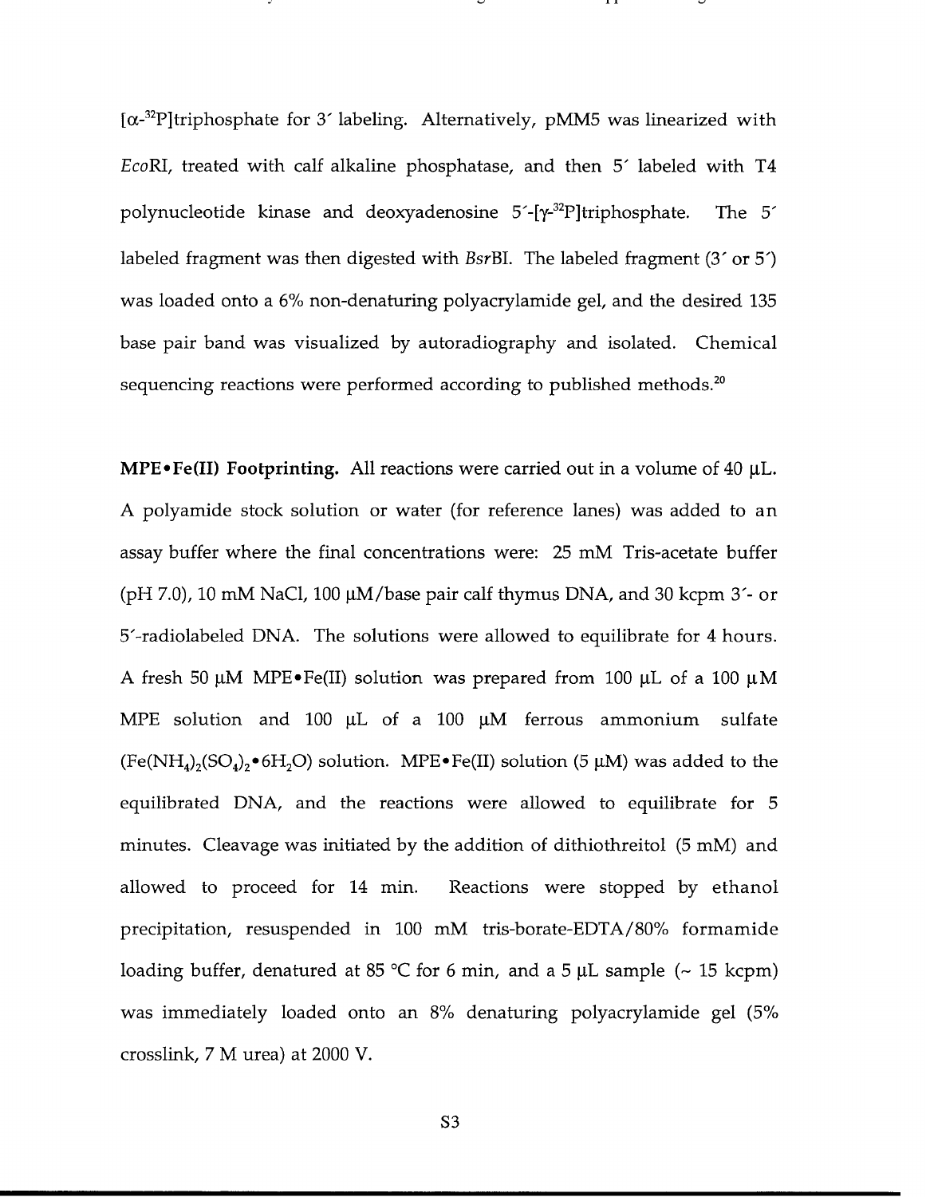[$\alpha$-$^{32}$P]triphosphate for 3′ labeling. Alternatively, pMM5 was linearized with *Eco*RI, treated with calf alkaline phosphatase, and then 5′ labeled with T4 polynucleotide kinase and deoxyadenosine 5′-[$\gamma$-$^{32}$P]triphosphate. The 5′ labeled fragment was then digested with *Bsr*BI. The labeled fragment (3′ or 5′) was loaded onto a 6% non-denaturing polyacrylamide gel, and the desired 135 base pair band was visualized by autoradiography and isolated. Chemical sequencing reactions were performed according to published methods.[20]

**MPE•Fe(II) Footprinting.** All reactions were carried out in a volume of 40 μL. A polyamide stock solution or water (for reference lanes) was added to an assay buffer where the final concentrations were: 25 mM Tris-acetate buffer (pH 7.0), 10 mM NaCl, 100 μM/base pair calf thymus DNA, and 30 kcpm 3′- or 5′-radiolabeled DNA. The solutions were allowed to equilibrate for 4 hours. A fresh 50 μM MPE•Fe(II) solution was prepared from 100 μL of a 100 μM MPE solution and 100 μL of a 100 μM ferrous ammonium sulfate ($Fe(NH_4)_2(SO_4)_2 \cdot 6H_2O$) solution. MPE•Fe(II) solution (5 μM) was added to the equilibrated DNA, and the reactions were allowed to equilibrate for 5 minutes. Cleavage was initiated by the addition of dithiothreitol (5 mM) and allowed to proceed for 14 min. Reactions were stopped by ethanol precipitation, resuspended in 100 mM tris-borate-EDTA/80% formamide loading buffer, denatured at 85 °C for 6 min, and a 5 μL sample (~ 15 kcpm) was immediately loaded onto an 8% denaturing polyacrylamide gel (5% crosslink, 7 M urea) at 2000 V.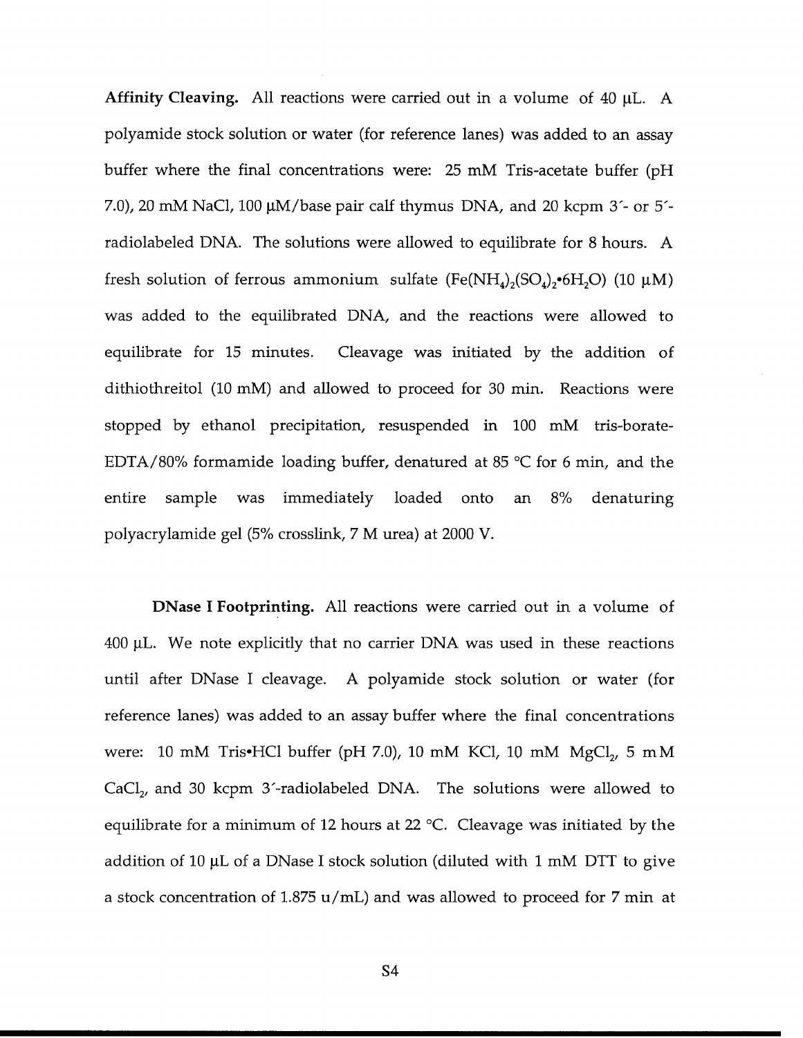**Affinity Cleaving.** All reactions were carried out in a volume of 40 μL. A polyamide stock solution or water (for reference lanes) was added to an assay buffer where the final concentrations were: 25 mM Tris-acetate buffer (pH 7.0), 20 mM NaCl, 100 μM/base pair calf thymus DNA, and 20 kcpm 3′- or 5′-radiolabeled DNA. The solutions were allowed to equilibrate for 8 hours. A fresh solution of ferrous ammonium sulfate ($Fe(NH_4)_2(SO_4)_2 \cdot 6H_2O$) (10 μM) was added to the equilibrated DNA, and the reactions were allowed to equilibrate for 15 minutes. Cleavage was initiated by the addition of dithiothreitol (10 mM) and allowed to proceed for 30 min. Reactions were stopped by ethanol precipitation, resuspended in 100 mM tris-borate-EDTA/80% formamide loading buffer, denatured at 85 °C for 6 min, and the entire sample was immediately loaded onto an 8% denaturing polyacrylamide gel (5% crosslink, 7 M urea) at 2000 V.

**DNase I Footprinting.** All reactions were carried out in a volume of 400 μL. We note explicitly that no carrier DNA was used in these reactions until after DNase I cleavage. A polyamide stock solution or water (for reference lanes) was added to an assay buffer where the final concentrations were: 10 mM Tris•HCl buffer (pH 7.0), 10 mM KCl, 10 mM $MgCl_2$, 5 mM $CaCl_2$, and 30 kcpm 3′-radiolabeled DNA. The solutions were allowed to equilibrate for a minimum of 12 hours at 22 °C. Cleavage was initiated by the addition of 10 μL of a DNase I stock solution (diluted with 1 mM DTT to give a stock concentration of 1.875 u/mL) and was allowed to proceed for 7 min at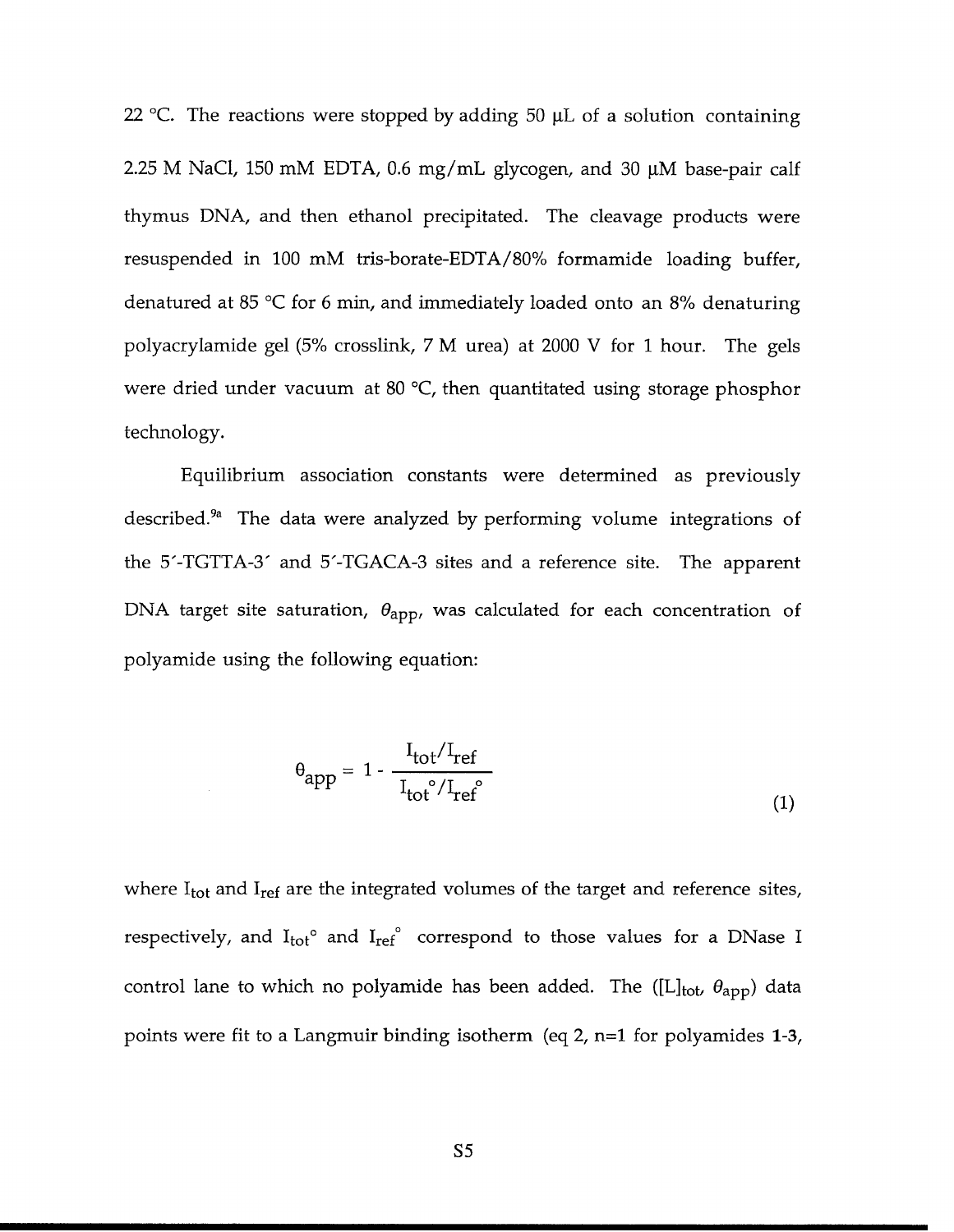22 °C. The reactions were stopped by adding 50 μL of a solution containing 2.25 M NaCl, 150 mM EDTA, 0.6 mg/mL glycogen, and 30 μM base-pair calf thymus DNA, and then ethanol precipitated. The cleavage products were resuspended in 100 mM tris-borate-EDTA/80% formamide loading buffer, denatured at 85 °C for 6 min, and immediately loaded onto an 8% denaturing polyacrylamide gel (5% crosslink, 7 M urea) at 2000 V for 1 hour. The gels were dried under vacuum at 80 °C, then quantitated using storage phosphor technology.

Equilibrium association constants were determined as previously described.[9a] The data were analyzed by performing volume integrations of the 5′-TGTTA-3′ and 5′-TGACA-3 sites and a reference site. The apparent DNA target site saturation, $\theta_{app}$, was calculated for each concentration of polyamide using the following equation:

$$\theta_{app} = 1 - \frac{I_{tot}/I_{ref}}{I_{tot}^{\circ}/I_{ref}^{\circ}} \tag{1}$$

where $I_{tot}$ and $I_{ref}$ are the integrated volumes of the target and reference sites, respectively, and $I_{tot}^{\circ}$ and $I_{ref}^{\circ}$ correspond to those values for a DNase I control lane to which no polyamide has been added. The ($[L]_{tot}$, $\theta_{app}$) data points were fit to a Langmuir binding isotherm (eq 2, n=1 for polyamides **1**-**3**,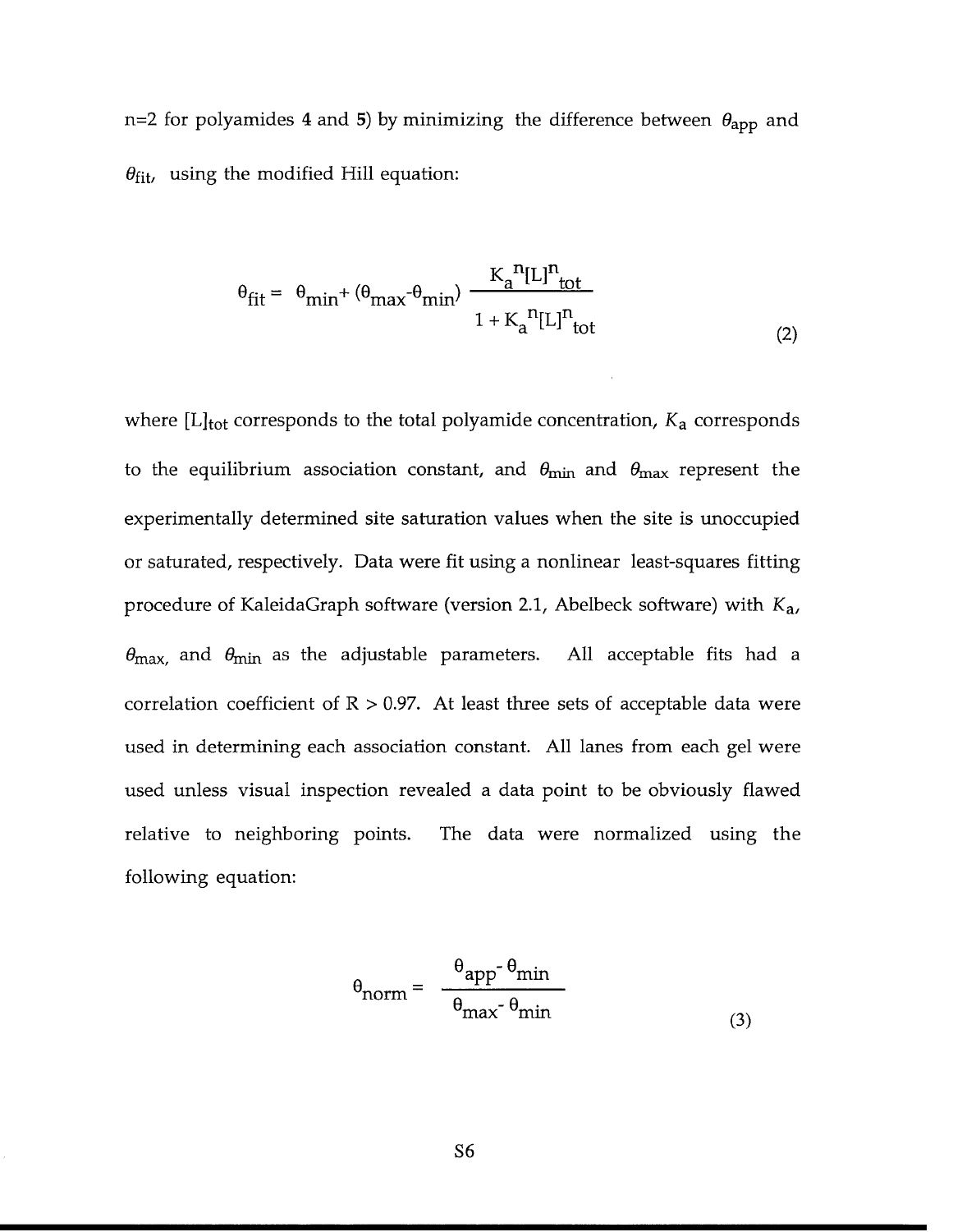n=2 for polyamides **4** and **5**) by minimizing the difference between $\theta_{app}$ and $\theta_{fit}$, using the modified Hill equation:

$$\theta_{fit} = \theta_{min} + (\theta_{max} - \theta_{min}) \frac{K_a^n [L]^n_{tot}}{1 + K_a^n [L]^n_{tot}} \tag{2}$$

where $[L]_{tot}$ corresponds to the total polyamide concentration, $K_a$ corresponds to the equilibrium association constant, and $\theta_{min}$ and $\theta_{max}$ represent the experimentally determined site saturation values when the site is unoccupied or saturated, respectively. Data were fit using a nonlinear least-squares fitting procedure of KaleidaGraph software (version 2.1, Abelbeck software) with $K_a$, $\theta_{max}$, and $\theta_{min}$ as the adjustable parameters. All acceptable fits had a correlation coefficient of $R > 0.97$. At least three sets of acceptable data were used in determining each association constant. All lanes from each gel were used unless visual inspection revealed a data point to be obviously flawed relative to neighboring points. The data were normalized using the following equation:

$$\theta_{norm} = \frac{\theta_{app} - \theta_{min}}{\theta_{max} - \theta_{min}} \tag{3}$$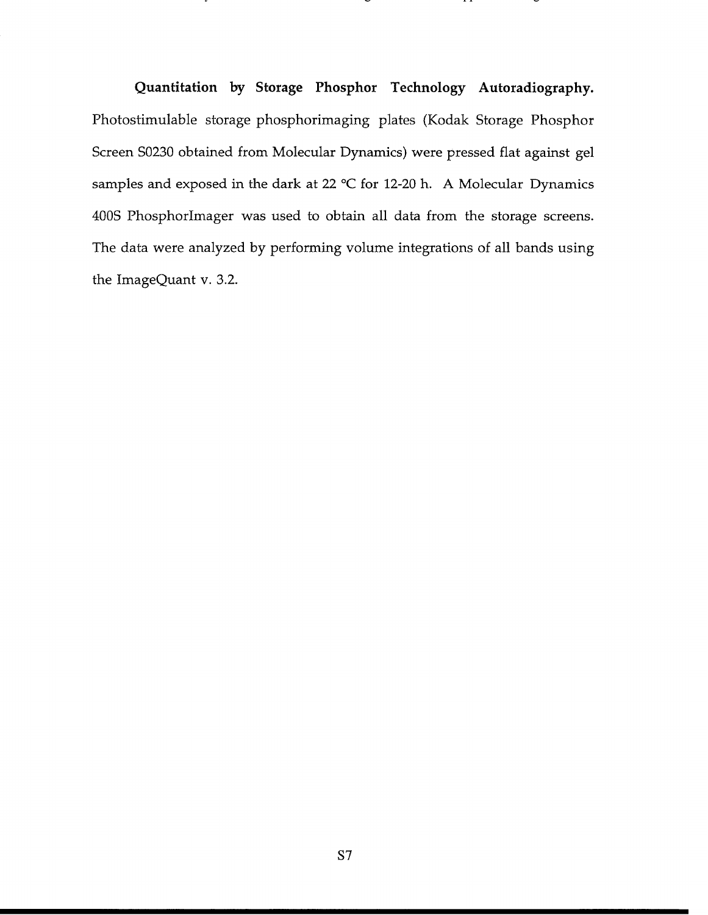**Quantitation by Storage Phosphor Technology Autoradiography.** Photostimulable storage phosphorimaging plates (Kodak Storage Phosphor Screen S0230 obtained from Molecular Dynamics) were pressed flat against gel samples and exposed in the dark at 22 °C for 12-20 h. A Molecular Dynamics 400S PhosphorImager was used to obtain all data from the storage screens. The data were analyzed by performing volume integrations of all bands using the ImageQuant v. 3.2.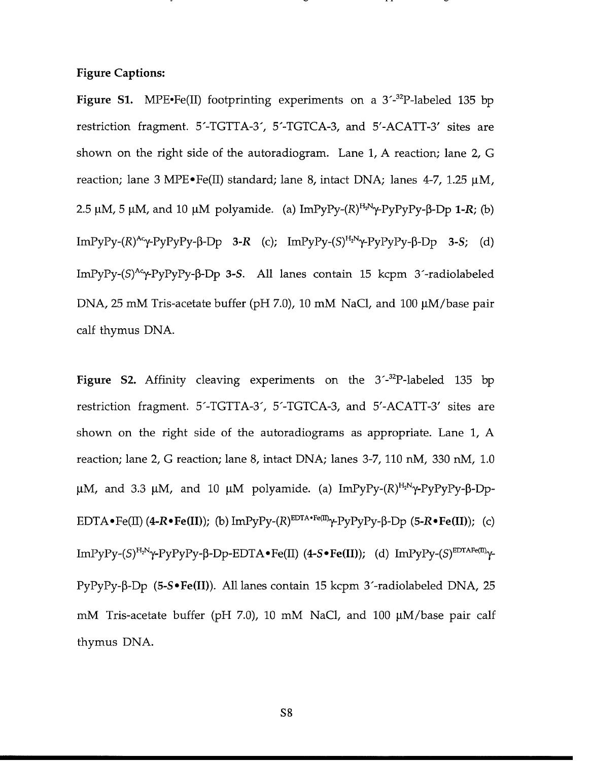**Figure Captions:**

**Figure S1.** MPE•Fe(II) footprinting experiments on a 3′-$^{32}$P-labeled 135 bp restriction fragment. 5′-TGTTA-3′, 5′-TGTCA-3, and 5′-ACATT-3′ sites are shown on the right side of the autoradiogram. Lane 1, A reaction; lane 2, G reaction; lane 3 MPE•Fe(II) standard; lane 8, intact DNA; lanes 4-7, 1.25 μM, 2.5 μM, 5 μM, and 10 μM polyamide. (a) ImPyPy-(*R*)$^{H_2N}$γ-PyPyPy-β-Dp **1-*R***; (b) ImPyPy-(*R*)$^{Ac}$γ-PyPyPy-β-Dp **3-*R*** (c); ImPyPy-(*S*)$^{H_2N}$γ-PyPyPy-β-Dp **3-*S***; (d) ImPyPy-(*S*)$^{Ac}$γ-PyPyPy-β-Dp **3-*S***. All lanes contain 15 kcpm 3′-radiolabeled DNA, 25 mM Tris-acetate buffer (pH 7.0), 10 mM NaCl, and 100 μM/base pair calf thymus DNA.

**Figure S2.** Affinity cleaving experiments on the 3′-$^{32}$P-labeled 135 bp restriction fragment. 5′-TGTTA-3′, 5′-TGTCA-3, and 5′-ACATT-3′ sites are shown on the right side of the autoradiograms as appropriate. Lane 1, A reaction; lane 2, G reaction; lane 8, intact DNA; lanes 3-7, 110 nM, 330 nM, 1.0 μM, and 3.3 μM, and 10 μM polyamide. (a) ImPyPy-(*R*)$^{H_2N}$γ-PyPyPy-β-Dp-EDTA•Fe(II) (**4-*R*•Fe(II)**); (b) ImPyPy-(*R*)$^{EDTA•Fe(II)}$γ-PyPyPy-β-Dp (**5-*R*•Fe(II)**); (c) ImPyPy-(*S*)$^{H_2N}$γ-PyPyPy-β-Dp-EDTA•Fe(II) (**4-*S*•Fe(II)**); (d) ImPyPy-(*S*)$^{EDTAFe(II)}$γ-PyPyPy-β-Dp (**5-*S*•Fe(II)**). All lanes contain 15 kcpm 3′-radiolabeled DNA, 25 mM Tris-acetate buffer (pH 7.0), 10 mM NaCl, and 100 μM/base pair calf thymus DNA.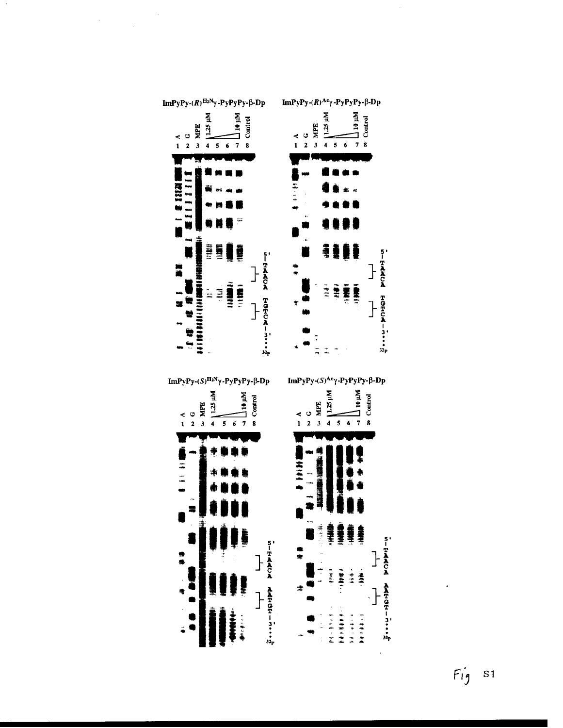ImPyPy-$(R)^{H_2N}\gamma$-PyPyPy-β-Dp

ImPyPy-$(R)^{Ac}\gamma$-PyPyPy-β-Dp

ImPyPy-$(S)^{H_2N}\gamma$-PyPyPy-β-Dp

ImPyPy-$(S)^{Ac}\gamma$-PyPyPy-β-Dp

Fig S1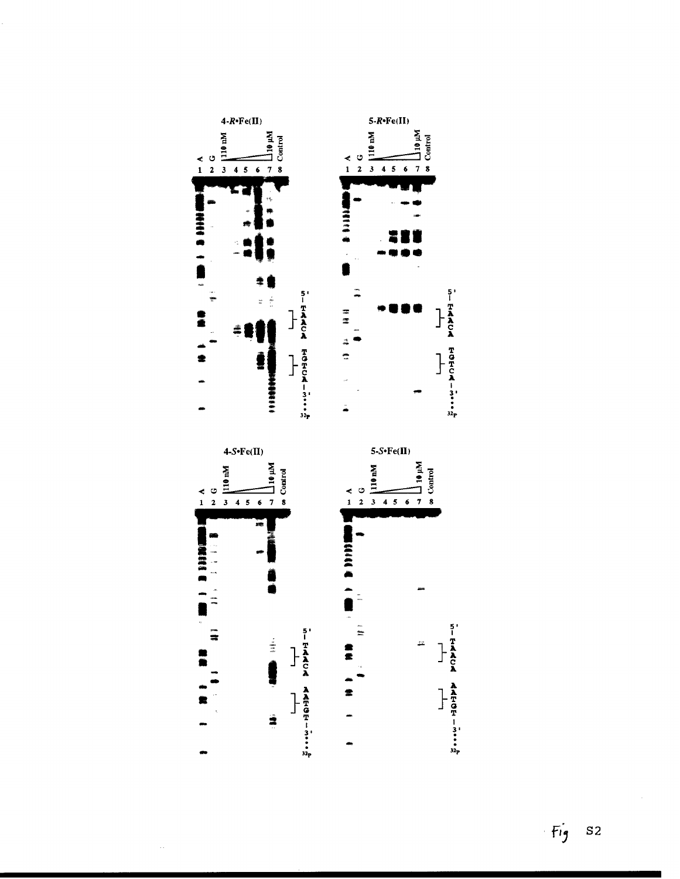4-*R*•Fe(II)

A G 110 nM 10 μM Control

1 2 3 4 5 6 7 8

5'-TAACA TGTCA-3'•••• $^{32}P$

5-*R*•Fe(II)

A G 110 nM 10 μM Control

1 2 3 4 5 6 7 8

5'-TAACA TGTCA-3'•••• $^{32}P$

4-*S*•Fe(II)

A G 110 nM 10 μM Control

1 2 3 4 5 6 7 8

5'-TAACA AATGT-3'•••• $^{32}P$

5-*S*•Fe(II)

A G 110 nM 10 μM Control

1 2 3 4 5 6 7 8

5'-TAACA AATGT-3'•••• $^{32}P$

Fig S2